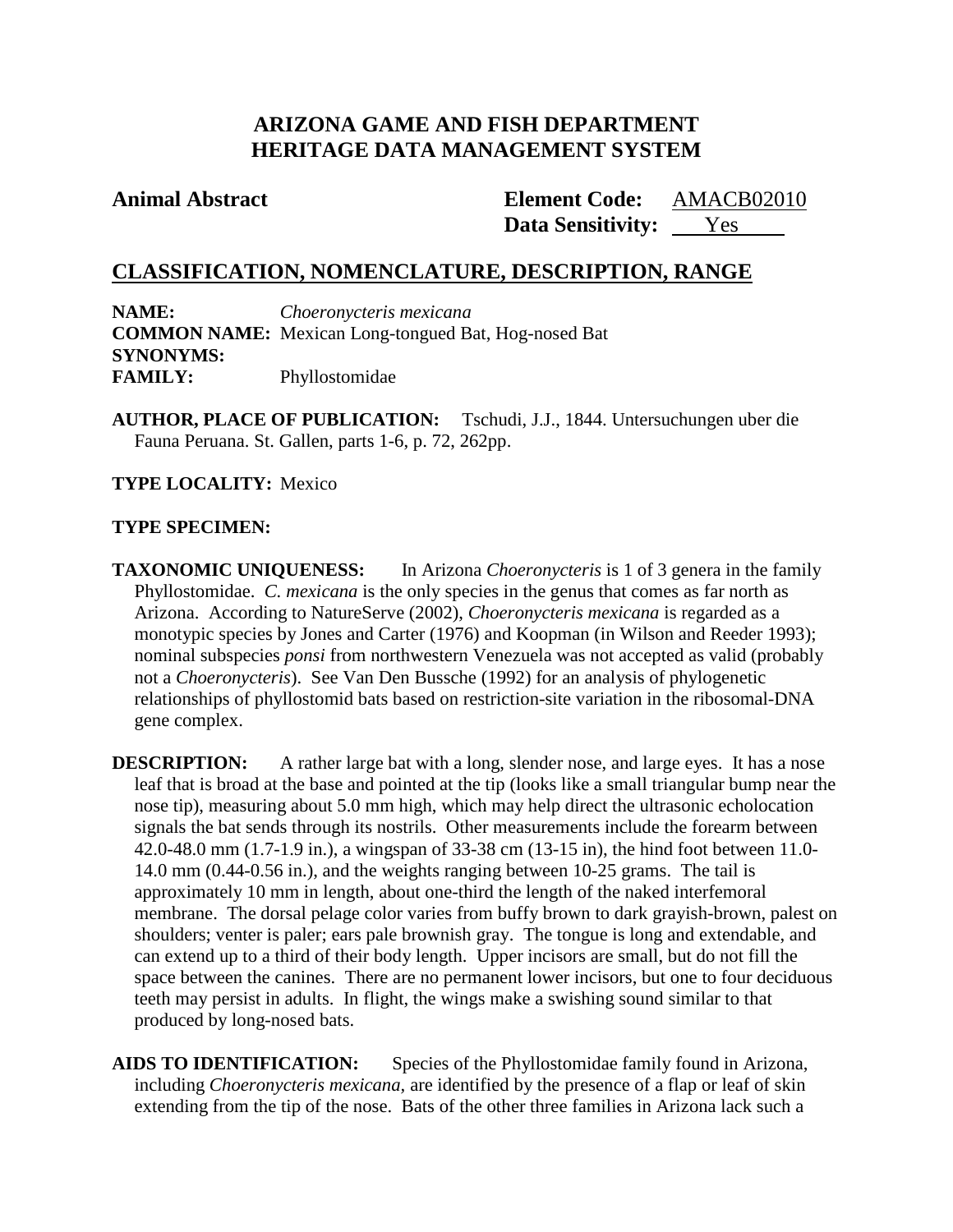# ARIZONA GAME AND FISH DEPARTMENT
# HERITAGE DATA MANAGEMENT SYSTEM

**Animal Abstract** **Element Code:** AMACB02010
**Data Sensitivity:** Yes

## CLASSIFICATION, NOMENCLATURE, DESCRIPTION, RANGE

**NAME:** *Choeronycteris mexicana*
**COMMON NAME:** Mexican Long-tongued Bat, Hog-nosed Bat
**SYNONYMS:**
**FAMILY:** Phyllostomidae

**AUTHOR, PLACE OF PUBLICATION:** Tschudi, J.J., 1844. Untersuchungen uber die Fauna Peruana. St. Gallen, parts 1-6, p. 72, 262pp.

**TYPE LOCALITY:** Mexico

**TYPE SPECIMEN:**

**TAXONOMIC UNIQUENESS:** In Arizona *Choeronycteris* is 1 of 3 genera in the family Phyllostomidae. *C. mexicana* is the only species in the genus that comes as far north as Arizona. According to NatureServe (2002), *Choeronycteris mexicana* is regarded as a monotypic species by Jones and Carter (1976) and Koopman (in Wilson and Reeder 1993); nominal subspecies *ponsi* from northwestern Venezuela was not accepted as valid (probably not a *Choeronycteris*). See Van Den Bussche (1992) for an analysis of phylogenetic relationships of phyllostomid bats based on restriction-site variation in the ribosomal-DNA gene complex.

**DESCRIPTION:** A rather large bat with a long, slender nose, and large eyes. It has a nose leaf that is broad at the base and pointed at the tip (looks like a small triangular bump near the nose tip), measuring about 5.0 mm high, which may help direct the ultrasonic echolocation signals the bat sends through its nostrils. Other measurements include the forearm between 42.0-48.0 mm (1.7-1.9 in.), a wingspan of 33-38 cm (13-15 in), the hind foot between 11.0-14.0 mm (0.44-0.56 in.), and the weights ranging between 10-25 grams. The tail is approximately 10 mm in length, about one-third the length of the naked interfemoral membrane. The dorsal pelage color varies from buffy brown to dark grayish-brown, palest on shoulders; venter is paler; ears pale brownish gray. The tongue is long and extendable, and can extend up to a third of their body length. Upper incisors are small, but do not fill the space between the canines. There are no permanent lower incisors, but one to four deciduous teeth may persist in adults. In flight, the wings make a swishing sound similar to that produced by long-nosed bats.

**AIDS TO IDENTIFICATION:** Species of the Phyllostomidae family found in Arizona, including *Choeronycteris mexicana*, are identified by the presence of a flap or leaf of skin extending from the tip of the nose. Bats of the other three families in Arizona lack such a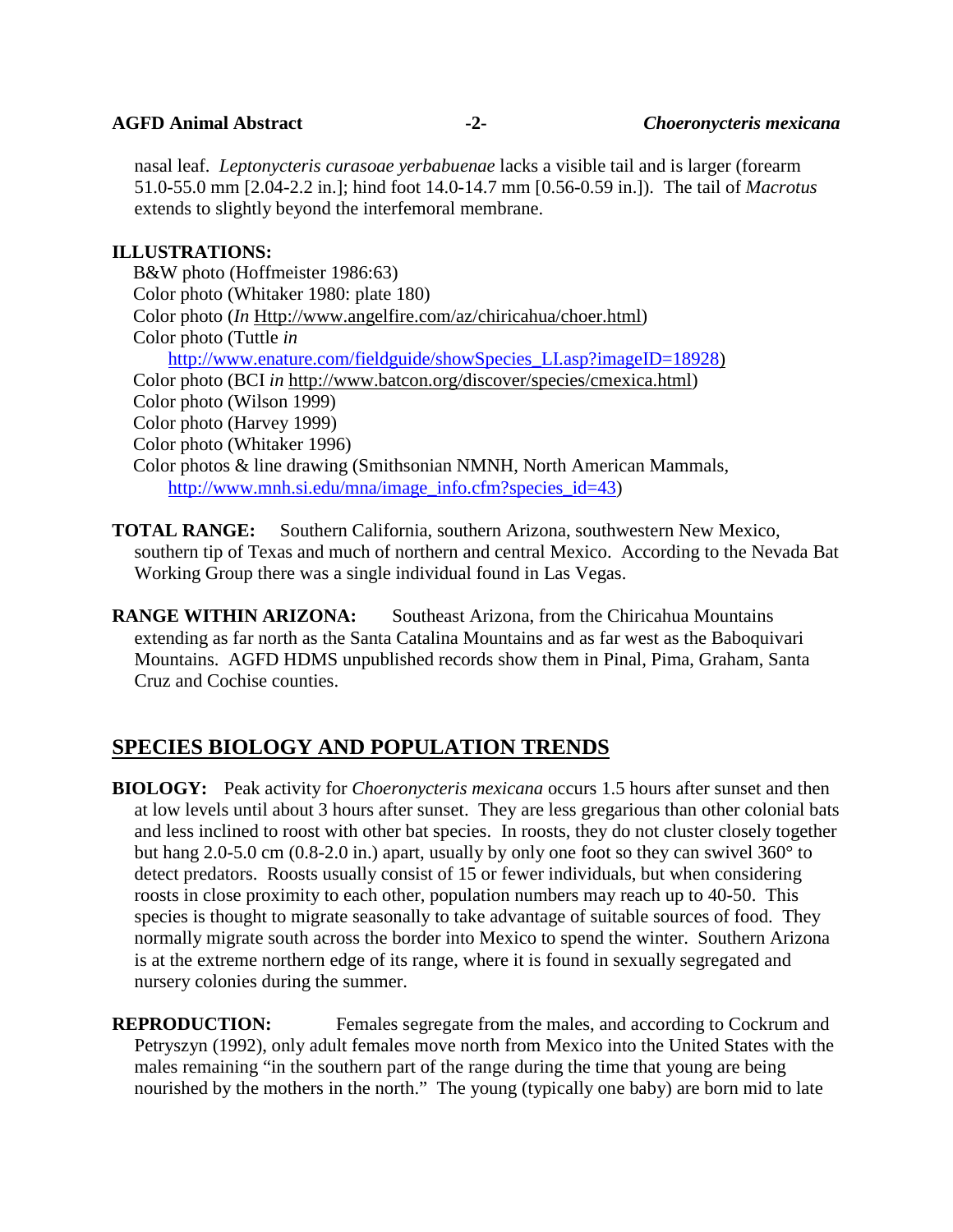nasal leaf. *Leptonycteris curasoae yerbabuenae* lacks a visible tail and is larger (forearm 51.0-55.0 mm [2.04-2.2 in.]; hind foot 14.0-14.7 mm [0.56-0.59 in.]). The tail of *Macrotus* extends to slightly beyond the interfemoral membrane.

**ILLUSTRATIONS:**

B&W photo (Hoffmeister 1986:63)
Color photo (Whitaker 1980: plate 180)
Color photo (*In* Http://www.angelfire.com/az/chiricahua/choer.html)
Color photo (Tuttle *in* http://www.enature.com/fieldguide/showSpecies_LI.asp?imageID=18928)
Color photo (BCI *in* http://www.batcon.org/discover/species/cmexica.html)
Color photo (Wilson 1999)
Color photo (Harvey 1999)
Color photo (Whitaker 1996)
Color photos & line drawing (Smithsonian NMNH, North American Mammals, http://www.mnh.si.edu/mna/image_info.cfm?species_id=43)

**TOTAL RANGE:** Southern California, southern Arizona, southwestern New Mexico, southern tip of Texas and much of northern and central Mexico. According to the Nevada Bat Working Group there was a single individual found in Las Vegas.

**RANGE WITHIN ARIZONA:** Southeast Arizona, from the Chiricahua Mountains extending as far north as the Santa Catalina Mountains and as far west as the Baboquivari Mountains. AGFD HDMS unpublished records show them in Pinal, Pima, Graham, Santa Cruz and Cochise counties.

## SPECIES BIOLOGY AND POPULATION TRENDS

**BIOLOGY:** Peak activity for *Choeronycteris mexicana* occurs 1.5 hours after sunset and then at low levels until about 3 hours after sunset. They are less gregarious than other colonial bats and less inclined to roost with other bat species. In roosts, they do not cluster closely together but hang 2.0-5.0 cm (0.8-2.0 in.) apart, usually by only one foot so they can swivel 360° to detect predators. Roosts usually consist of 15 or fewer individuals, but when considering roosts in close proximity to each other, population numbers may reach up to 40-50. This species is thought to migrate seasonally to take advantage of suitable sources of food. They normally migrate south across the border into Mexico to spend the winter. Southern Arizona is at the extreme northern edge of its range, where it is found in sexually segregated and nursery colonies during the summer.

**REPRODUCTION:** Females segregate from the males, and according to Cockrum and Petryszyn (1992), only adult females move north from Mexico into the United States with the males remaining "in the southern part of the range during the time that young are being nourished by the mothers in the north." The young (typically one baby) are born mid to late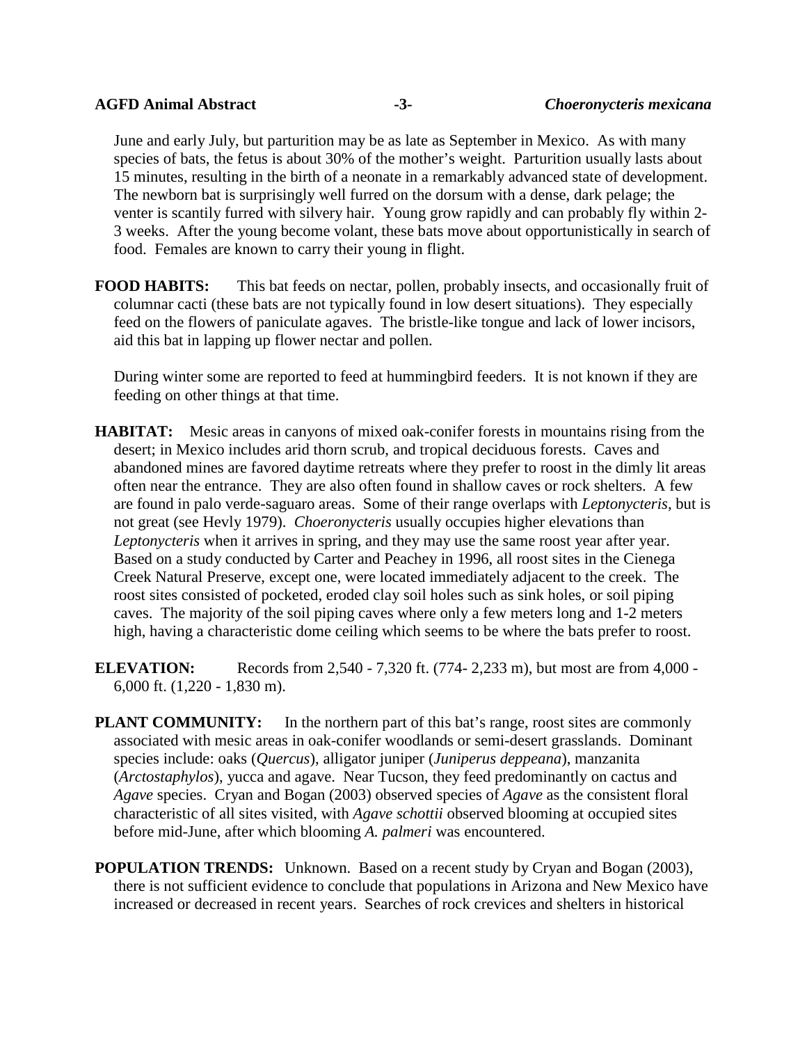June and early July, but parturition may be as late as September in Mexico. As with many species of bats, the fetus is about 30% of the mother's weight. Parturition usually lasts about 15 minutes, resulting in the birth of a neonate in a remarkably advanced state of development. The newborn bat is surprisingly well furred on the dorsum with a dense, dark pelage; the venter is scantily furred with silvery hair. Young grow rapidly and can probably fly within 2-3 weeks. After the young become volant, these bats move about opportunistically in search of food. Females are known to carry their young in flight.

**FOOD HABITS:** This bat feeds on nectar, pollen, probably insects, and occasionally fruit of columnar cacti (these bats are not typically found in low desert situations). They especially feed on the flowers of paniculate agaves. The bristle-like tongue and lack of lower incisors, aid this bat in lapping up flower nectar and pollen.

During winter some are reported to feed at hummingbird feeders. It is not known if they are feeding on other things at that time.

**HABITAT:** Mesic areas in canyons of mixed oak-conifer forests in mountains rising from the desert; in Mexico includes arid thorn scrub, and tropical deciduous forests. Caves and abandoned mines are favored daytime retreats where they prefer to roost in the dimly lit areas often near the entrance. They are also often found in shallow caves or rock shelters. A few are found in palo verde-saguaro areas. Some of their range overlaps with *Leptonycteris*, but is not great (see Hevly 1979). *Choeronycteris* usually occupies higher elevations than *Leptonycteris* when it arrives in spring, and they may use the same roost year after year. Based on a study conducted by Carter and Peachey in 1996, all roost sites in the Cienega Creek Natural Preserve, except one, were located immediately adjacent to the creek. The roost sites consisted of pocketed, eroded clay soil holes such as sink holes, or soil piping caves. The majority of the soil piping caves where only a few meters long and 1-2 meters high, having a characteristic dome ceiling which seems to be where the bats prefer to roost.

**ELEVATION:** Records from 2,540 - 7,320 ft. (774- 2,233 m), but most are from 4,000 - 6,000 ft. (1,220 - 1,830 m).

**PLANT COMMUNITY:** In the northern part of this bat's range, roost sites are commonly associated with mesic areas in oak-conifer woodlands or semi-desert grasslands. Dominant species include: oaks (*Quercus*), alligator juniper (*Juniperus deppeana*), manzanita (*Arctostaphylos*), yucca and agave. Near Tucson, they feed predominantly on cactus and *Agave* species. Cryan and Bogan (2003) observed species of *Agave* as the consistent floral characteristic of all sites visited, with *Agave schottii* observed blooming at occupied sites before mid-June, after which blooming *A. palmeri* was encountered.

**POPULATION TRENDS:** Unknown. Based on a recent study by Cryan and Bogan (2003), there is not sufficient evidence to conclude that populations in Arizona and New Mexico have increased or decreased in recent years. Searches of rock crevices and shelters in historical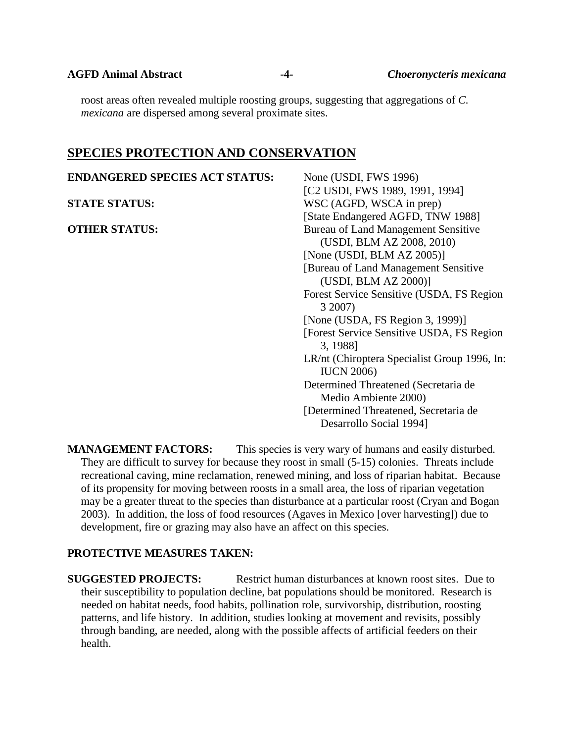roost areas often revealed multiple roosting groups, suggesting that aggregations of *C. mexicana* are dispersed among several proximate sites.

## SPECIES PROTECTION AND CONSERVATION

**ENDANGERED SPECIES ACT STATUS:** None (USDI, FWS 1996)
[C2 USDI, FWS 1989, 1991, 1994]

**STATE STATUS:** WSC (AGFD, WSCA in prep)
[State Endangered AGFD, TNW 1988]

**OTHER STATUS:** Bureau of Land Management Sensitive (USDI, BLM AZ 2008, 2010)
[None (USDI, BLM AZ 2005)]
[Bureau of Land Management Sensitive (USDI, BLM AZ 2000)]
Forest Service Sensitive (USDA, FS Region 3 2007)
[None (USDA, FS Region 3, 1999)]
[Forest Service Sensitive USDA, FS Region 3, 1988]
LR/nt (Chiroptera Specialist Group 1996, In: IUCN 2006)
Determined Threatened (Secretaria de Medio Ambiente 2000)
[Determined Threatened, Secretaria de Desarrollo Social 1994]

**MANAGEMENT FACTORS:** This species is very wary of humans and easily disturbed. They are difficult to survey for because they roost in small (5-15) colonies. Threats include recreational caving, mine reclamation, renewed mining, and loss of riparian habitat. Because of its propensity for moving between roosts in a small area, the loss of riparian vegetation may be a greater threat to the species than disturbance at a particular roost (Cryan and Bogan 2003). In addition, the loss of food resources (Agaves in Mexico [over harvesting]) due to development, fire or grazing may also have an affect on this species.

**PROTECTIVE MEASURES TAKEN:**

**SUGGESTED PROJECTS:** Restrict human disturbances at known roost sites. Due to their susceptibility to population decline, bat populations should be monitored. Research is needed on habitat needs, food habits, pollination role, survivorship, distribution, roosting patterns, and life history. In addition, studies looking at movement and revisits, possibly through banding, are needed, along with the possible affects of artificial feeders on their health.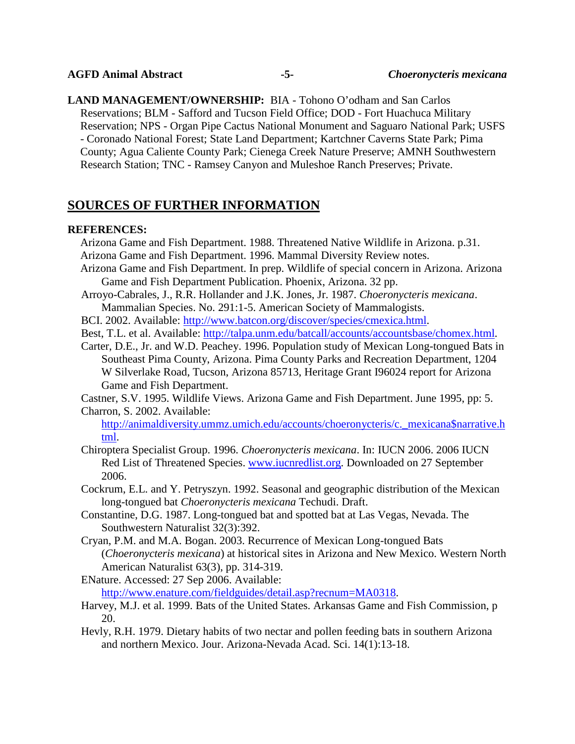**LAND MANAGEMENT/OWNERSHIP:** BIA - Tohono O'odham and San Carlos Reservations; BLM - Safford and Tucson Field Office; DOD - Fort Huachuca Military Reservation; NPS - Organ Pipe Cactus National Monument and Saguaro National Park; USFS - Coronado National Forest; State Land Department; Kartchner Caverns State Park; Pima County; Agua Caliente County Park; Cienega Creek Nature Preserve; AMNH Southwestern Research Station; TNC - Ramsey Canyon and Muleshoe Ranch Preserves; Private.

## SOURCES OF FURTHER INFORMATION

**REFERENCES:**

Arizona Game and Fish Department. 1988. Threatened Native Wildlife in Arizona. p.31.

Arizona Game and Fish Department. 1996. Mammal Diversity Review notes.

Arizona Game and Fish Department. In prep. Wildlife of special concern in Arizona. Arizona Game and Fish Department Publication. Phoenix, Arizona. 32 pp.

Arroyo-Cabrales, J., R.R. Hollander and J.K. Jones, Jr. 1987. *Choeronycteris mexicana*. Mammalian Species. No. 291:1-5. American Society of Mammalogists.

BCI. 2002. Available: http://www.batcon.org/discover/species/cmexica.html.

Best, T.L. et al. Available: http://talpa.unm.edu/batcall/accounts/accountsbase/chomex.html.

Carter, D.E., Jr. and W.D. Peachey. 1996. Population study of Mexican Long-tongued Bats in Southeast Pima County, Arizona. Pima County Parks and Recreation Department, 1204 W Silverlake Road, Tucson, Arizona 85713, Heritage Grant I96024 report for Arizona Game and Fish Department.

Castner, S.V. 1995. Wildlife Views. Arizona Game and Fish Department. June 1995, pp: 5.

Charron, S. 2002. Available: http://animaldiversity.ummz.umich.edu/accounts/choeronycteris/c._mexicana$narrative.html.

Chiroptera Specialist Group. 1996. *Choeronycteris mexicana*. In: IUCN 2006. 2006 IUCN Red List of Threatened Species. www.iucnredlist.org. Downloaded on 27 September 2006.

Cockrum, E.L. and Y. Petryszyn. 1992. Seasonal and geographic distribution of the Mexican long-tongued bat *Choeronycteris mexicana* Techudi. Draft.

Constantine, D.G. 1987. Long-tongued bat and spotted bat at Las Vegas, Nevada. The Southwestern Naturalist 32(3):392.

Cryan, P.M. and M.A. Bogan. 2003. Recurrence of Mexican Long-tongued Bats (*Choeronycteris mexicana*) at historical sites in Arizona and New Mexico. Western North American Naturalist 63(3), pp. 314-319.

ENature. Accessed: 27 Sep 2006. Available: http://www.enature.com/fieldguides/detail.asp?recnum=MA0318.

Harvey, M.J. et al. 1999. Bats of the United States. Arkansas Game and Fish Commission, p 20.

Hevly, R.H. 1979. Dietary habits of two nectar and pollen feeding bats in southern Arizona and northern Mexico. Jour. Arizona-Nevada Acad. Sci. 14(1):13-18.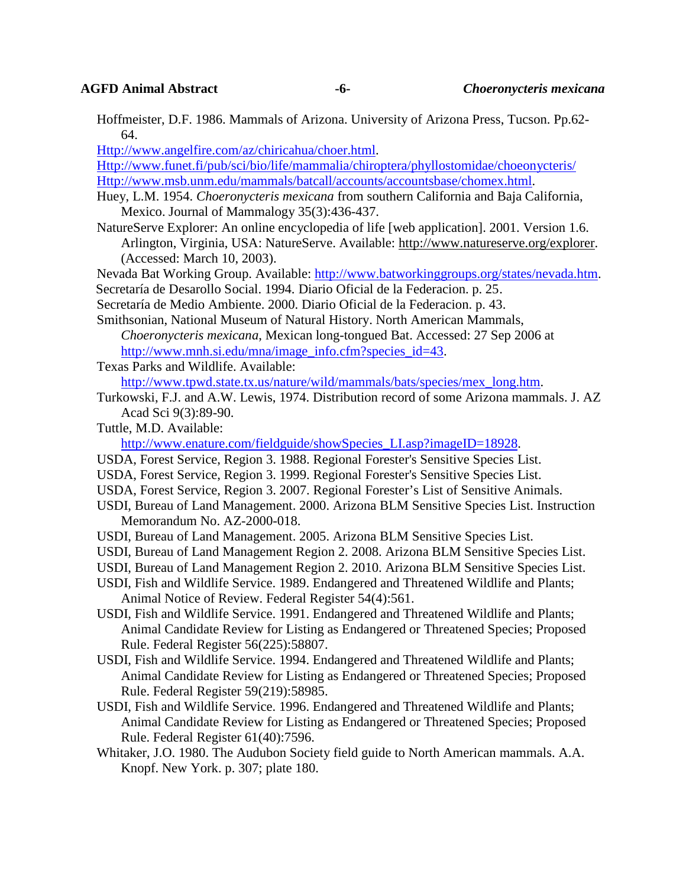Hoffmeister, D.F. 1986. Mammals of Arizona. University of Arizona Press, Tucson. Pp.62-64.

Http://www.angelfire.com/az/chiricahua/choer.html.

Http://www.funet.fi/pub/sci/bio/life/mammalia/chiroptera/phyllostomidae/choeonycteris/

Http://www.msb.unm.edu/mammals/batcall/accounts/accountsbase/chomex.html.

Huey, L.M. 1954. *Choeronycteris mexicana* from southern California and Baja California, Mexico. Journal of Mammalogy 35(3):436-437.

NatureServe Explorer: An online encyclopedia of life [web application]. 2001. Version 1.6. Arlington, Virginia, USA: NatureServe. Available: http://www.natureserve.org/explorer. (Accessed: March 10, 2003).

Nevada Bat Working Group. Available: http://www.batworkinggroups.org/states/nevada.htm.

Secretaría de Desarollo Social. 1994. Diario Oficial de la Federacion. p. 25.

Secretaría de Medio Ambiente. 2000. Diario Oficial de la Federacion. p. 43.

Smithsonian, National Museum of Natural History. North American Mammals, *Choeronycteris mexicana*, Mexican long-tongued Bat. Accessed: 27 Sep 2006 at http://www.mnh.si.edu/mna/image_info.cfm?species_id=43.

Texas Parks and Wildlife. Available: http://www.tpwd.state.tx.us/nature/wild/mammals/bats/species/mex_long.htm.

Turkowski, F.J. and A.W. Lewis, 1974. Distribution record of some Arizona mammals. J. AZ Acad Sci 9(3):89-90.

Tuttle, M.D. Available: http://www.enature.com/fieldguide/showSpecies_LI.asp?imageID=18928.

USDA, Forest Service, Region 3. 1988. Regional Forester's Sensitive Species List.

USDA, Forest Service, Region 3. 1999. Regional Forester's Sensitive Species List.

USDA, Forest Service, Region 3. 2007. Regional Forester's List of Sensitive Animals.

USDI, Bureau of Land Management. 2000. Arizona BLM Sensitive Species List. Instruction Memorandum No. AZ-2000-018.

USDI, Bureau of Land Management. 2005. Arizona BLM Sensitive Species List.

USDI, Bureau of Land Management Region 2. 2008. Arizona BLM Sensitive Species List.

USDI, Bureau of Land Management Region 2. 2010. Arizona BLM Sensitive Species List.

USDI, Fish and Wildlife Service. 1989. Endangered and Threatened Wildlife and Plants; Animal Notice of Review. Federal Register 54(4):561.

USDI, Fish and Wildlife Service. 1991. Endangered and Threatened Wildlife and Plants; Animal Candidate Review for Listing as Endangered or Threatened Species; Proposed Rule. Federal Register 56(225):58807.

USDI, Fish and Wildlife Service. 1994. Endangered and Threatened Wildlife and Plants; Animal Candidate Review for Listing as Endangered or Threatened Species; Proposed Rule. Federal Register 59(219):58985.

USDI, Fish and Wildlife Service. 1996. Endangered and Threatened Wildlife and Plants; Animal Candidate Review for Listing as Endangered or Threatened Species; Proposed Rule. Federal Register 61(40):7596.

Whitaker, J.O. 1980. The Audubon Society field guide to North American mammals. A.A. Knopf. New York. p. 307; plate 180.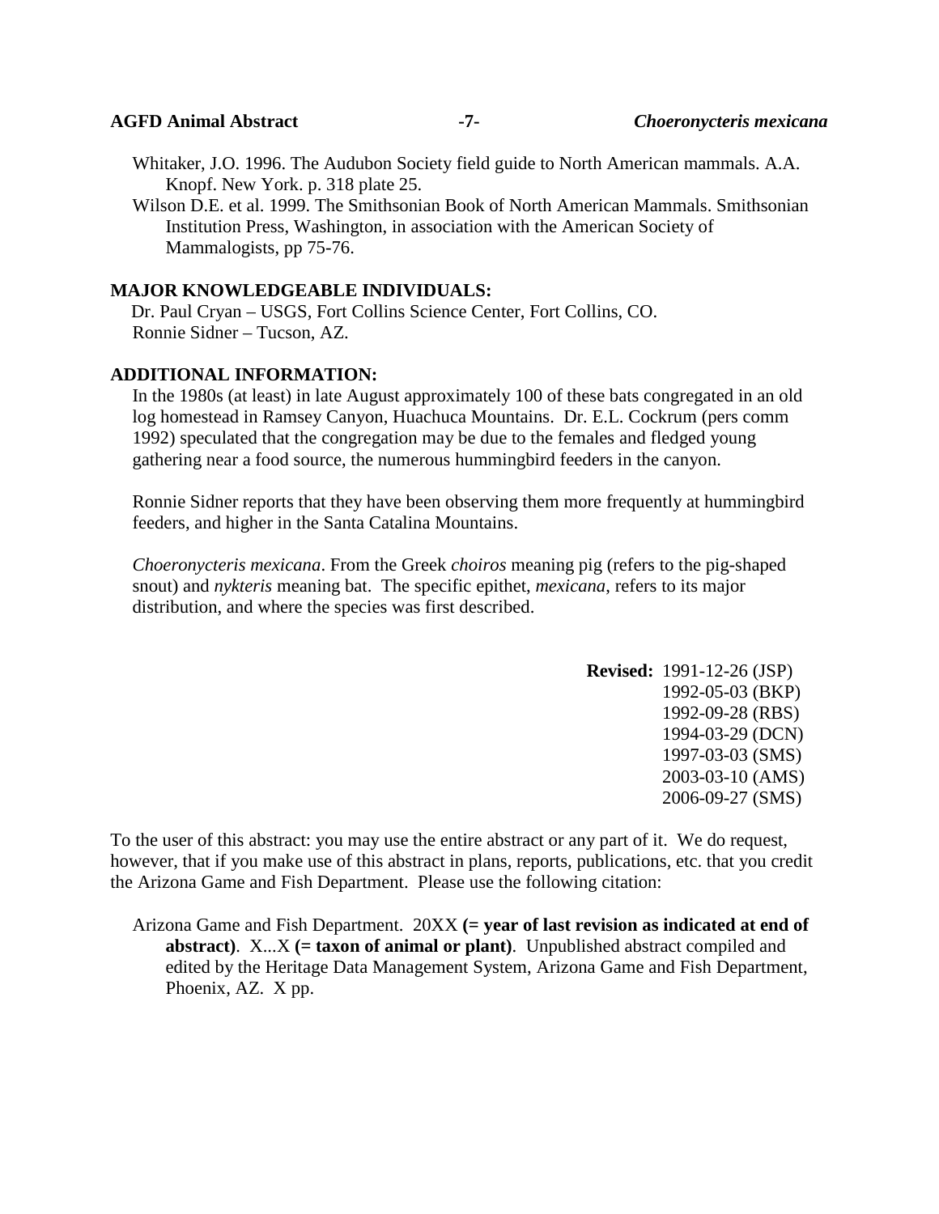Whitaker, J.O. 1996. The Audubon Society field guide to North American mammals. A.A. Knopf. New York. p. 318 plate 25.

Wilson D.E. et al. 1999. The Smithsonian Book of North American Mammals. Smithsonian Institution Press, Washington, in association with the American Society of Mammalogists, pp 75-76.

## MAJOR KNOWLEDGEABLE INDIVIDUALS:

Dr. Paul Cryan – USGS, Fort Collins Science Center, Fort Collins, CO.
Ronnie Sidner – Tucson, AZ.

## ADDITIONAL INFORMATION:

In the 1980s (at least) in late August approximately 100 of these bats congregated in an old log homestead in Ramsey Canyon, Huachuca Mountains. Dr. E.L. Cockrum (pers comm 1992) speculated that the congregation may be due to the females and fledged young gathering near a food source, the numerous hummingbird feeders in the canyon.

Ronnie Sidner reports that they have been observing them more frequently at hummingbird feeders, and higher in the Santa Catalina Mountains.

*Choeronycteris mexicana*. From the Greek *choiros* meaning pig (refers to the pig-shaped snout) and *nykteris* meaning bat. The specific epithet, *mexicana*, refers to its major distribution, and where the species was first described.

**Revised:** 1991-12-26 (JSP)
1992-05-03 (BKP)
1992-09-28 (RBS)
1994-03-29 (DCN)
1997-03-03 (SMS)
2003-03-10 (AMS)
2006-09-27 (SMS)

To the user of this abstract: you may use the entire abstract or any part of it. We do request, however, that if you make use of this abstract in plans, reports, publications, etc. that you credit the Arizona Game and Fish Department. Please use the following citation:

Arizona Game and Fish Department. 20XX **(= year of last revision as indicated at end of abstract)**. X...X **(= taxon of animal or plant)**. Unpublished abstract compiled and edited by the Heritage Data Management System, Arizona Game and Fish Department, Phoenix, AZ. X pp.